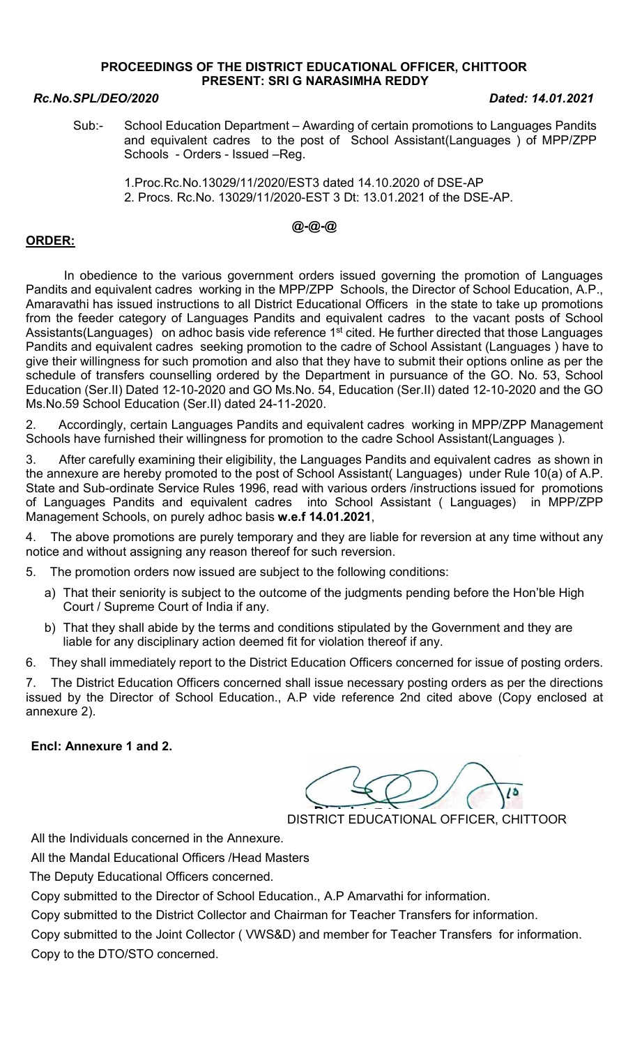**PROCEEDINGS OF THE DISTRICT EDUCATIONAL OFFICER, CHITTOOR**
**PRESENT: SRI G NARASIMHA REDDY**

***Rc.No.SPL/DEO/2020*** ***Dated: 14.01.2021***

Sub:- School Education Department – Awarding of certain promotions to Languages Pandits and equivalent cadres to the post of School Assistant(Languages ) of MPP/ZPP Schools - Orders - Issued –Reg.

1.Proc.Rc.No.13029/11/2020/EST3 dated 14.10.2020 of DSE-AP
2. Procs. Rc.No. 13029/11/2020-EST 3 Dt: 13.01.2021 of the DSE-AP.

**@-@-@**

**ORDER:**

In obedience to the various government orders issued governing the promotion of Languages Pandits and equivalent cadres working in the MPP/ZPP Schools, the Director of School Education, A.P., Amaravathi has issued instructions to all District Educational Officers in the state to take up promotions from the feeder category of Languages Pandits and equivalent cadres to the vacant posts of School Assistants(Languages) on adhoc basis vide reference 1st cited. He further directed that those Languages Pandits and equivalent cadres seeking promotion to the cadre of School Assistant (Languages ) have to give their willingness for such promotion and also that they have to submit their options online as per the schedule of transfers counselling ordered by the Department in pursuance of the GO. No. 53, School Education (Ser.II) Dated 12-10-2020 and GO Ms.No. 54, Education (Ser.II) dated 12-10-2020 and the GO Ms.No.59 School Education (Ser.II) dated 24-11-2020.

2. Accordingly, certain Languages Pandits and equivalent cadres working in MPP/ZPP Management Schools have furnished their willingness for promotion to the cadre School Assistant(Languages ).

3. After carefully examining their eligibility, the Languages Pandits and equivalent cadres as shown in the annexure are hereby promoted to the post of School Assistant( Languages) under Rule 10(a) of A.P. State and Sub-ordinate Service Rules 1996, read with various orders /instructions issued for promotions of Languages Pandits and equivalent cadres into School Assistant ( Languages) in MPP/ZPP Management Schools, on purely adhoc basis **w.e.f 14.01.2021**,

4. The above promotions are purely temporary and they are liable for reversion at any time without any notice and without assigning any reason thereof for such reversion.

5. The promotion orders now issued are subject to the following conditions:

   a) That their seniority is subject to the outcome of the judgments pending before the Hon'ble High Court / Supreme Court of India if any.

   b) That they shall abide by the terms and conditions stipulated by the Government and they are liable for any disciplinary action deemed fit for violation thereof if any.

6. They shall immediately report to the District Education Officers concerned for issue of posting orders.

7. The District Education Officers concerned shall issue necessary posting orders as per the directions issued by the Director of School Education., A.P vide reference 2nd cited above (Copy enclosed at annexure 2).

**Encl: Annexure 1 and 2.**

DISTRICT EDUCATIONAL OFFICER, CHITTOOR

All the Individuals concerned in the Annexure.
All the Mandal Educational Officers /Head Masters
The Deputy Educational Officers concerned.
Copy submitted to the Director of School Education., A.P Amarvathi for information.
Copy submitted to the District Collector and Chairman for Teacher Transfers for information.
Copy submitted to the Joint Collector ( VWS&D) and member for Teacher Transfers for information.
Copy to the DTO/STO concerned.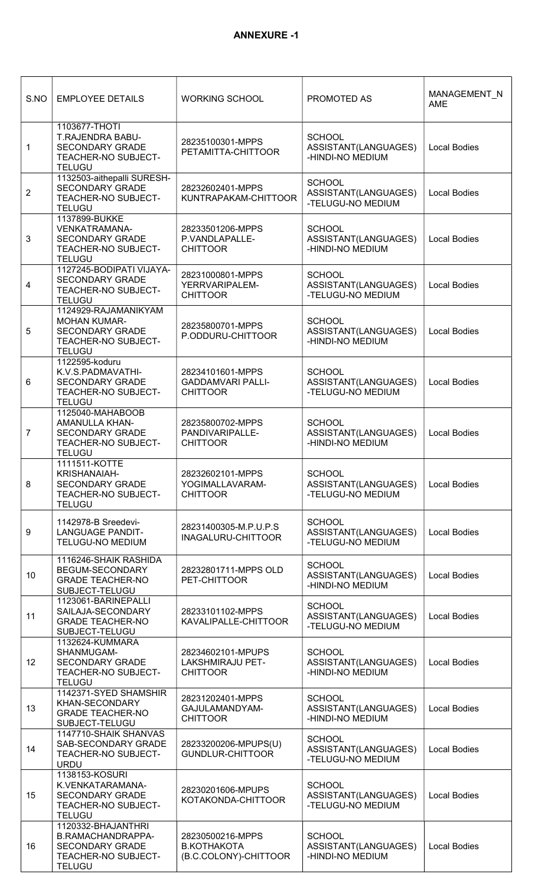## ANNEXURE -1

| S.NO | EMPLOYEE DETAILS | WORKING SCHOOL | PROMOTED AS | MANAGEMENT_NAME |
|---|---|---|---|---|
| 1 | 1103677-THOTI T.RAJENDRA BABU-SECONDARY GRADE TEACHER-NO SUBJECT-TELUGU | 28235100301-MPPS PETAMITTA-CHITTOOR | SCHOOL ASSISTANT(LANGUAGES) -HINDI-NO MEDIUM | Local Bodies |
| 2 | 1132503-aithepalli SURESH-SECONDARY GRADE TEACHER-NO SUBJECT-TELUGU | 28232602401-MPPS KUNTRAPAKAM-CHITTOOR | SCHOOL ASSISTANT(LANGUAGES) -TELUGU-NO MEDIUM | Local Bodies |
| 3 | 1137899-BUKKE VENKATRAMANA-SECONDARY GRADE TEACHER-NO SUBJECT-TELUGU | 28233501206-MPPS P.VANDLAPALLE-CHITTOOR | SCHOOL ASSISTANT(LANGUAGES) -HINDI-NO MEDIUM | Local Bodies |
| 4 | 1127245-BODIPATI VIJAYA-SECONDARY GRADE TEACHER-NO SUBJECT-TELUGU | 28231000801-MPPS YERRVARIPALEM-CHITTOOR | SCHOOL ASSISTANT(LANGUAGES) -TELUGU-NO MEDIUM | Local Bodies |
| 5 | 1124929-RAJAMANIKYAM MOHAN KUMAR-SECONDARY GRADE TEACHER-NO SUBJECT-TELUGU | 28235800701-MPPS P.ODDURU-CHITTOOR | SCHOOL ASSISTANT(LANGUAGES) -HINDI-NO MEDIUM | Local Bodies |
| 6 | 1122595-koduru K.V.S.PADMAVATHI-SECONDARY GRADE TEACHER-NO SUBJECT-TELUGU | 28234101601-MPPS GADDAMVARI PALLI-CHITTOOR | SCHOOL ASSISTANT(LANGUAGES) -TELUGU-NO MEDIUM | Local Bodies |
| 7 | 1125040-MAHABOOB AMANULLA KHAN-SECONDARY GRADE TEACHER-NO SUBJECT-TELUGU | 28235800702-MPPS PANDIVARIPALLE-CHITTOOR | SCHOOL ASSISTANT(LANGUAGES) -HINDI-NO MEDIUM | Local Bodies |
| 8 | 1111511-KOTTE KRISHANAIAH-SECONDARY GRADE TEACHER-NO SUBJECT-TELUGU | 28232602101-MPPS YOGIMALLAVARAM-CHITTOOR | SCHOOL ASSISTANT(LANGUAGES) -TELUGU-NO MEDIUM | Local Bodies |
| 9 | 1142978-B Sreedevi-LANGUAGE PANDIT-TELUGU-NO MEDIUM | 28231400305-M.P.U.P.S INAGALURU-CHITTOOR | SCHOOL ASSISTANT(LANGUAGES) -TELUGU-NO MEDIUM | Local Bodies |
| 10 | 1116246-SHAIK RASHIDA BEGUM-SECONDARY GRADE TEACHER-NO SUBJECT-TELUGU | 28232801711-MPPS OLD PET-CHITTOOR | SCHOOL ASSISTANT(LANGUAGES) -HINDI-NO MEDIUM | Local Bodies |
| 11 | 1123061-BARINEPALLI SAILAJA-SECONDARY GRADE TEACHER-NO SUBJECT-TELUGU | 28233101102-MPPS KAVALIPALLE-CHITTOOR | SCHOOL ASSISTANT(LANGUAGES) -TELUGU-NO MEDIUM | Local Bodies |
| 12 | 1132624-KUMMARA SHANMUGAM-SECONDARY GRADE TEACHER-NO SUBJECT-TELUGU | 28234602101-MPUPS LAKSHMIRAJU PET-CHITTOOR | SCHOOL ASSISTANT(LANGUAGES) -HINDI-NO MEDIUM | Local Bodies |
| 13 | 1142371-SYED SHAMSHIR KHAN-SECONDARY GRADE TEACHER-NO SUBJECT-TELUGU | 28231202401-MPPS GAJULAMANDYAM-CHITTOOR | SCHOOL ASSISTANT(LANGUAGES) -HINDI-NO MEDIUM | Local Bodies |
| 14 | 1147710-SHAIK SHANVAS SAB-SECONDARY GRADE TEACHER-NO SUBJECT-URDU | 28233200206-MPUPS(U) GUNDLUR-CHITTOOR | SCHOOL ASSISTANT(LANGUAGES) -TELUGU-NO MEDIUM | Local Bodies |
| 15 | 1138153-KOSURI K.VENKATARAMANA-SECONDARY GRADE TEACHER-NO SUBJECT-TELUGU | 28230201606-MPUPS KOTAKONDA-CHITTOOR | SCHOOL ASSISTANT(LANGUAGES) -TELUGU-NO MEDIUM | Local Bodies |
| 16 | 1120332-BHAJANTHRI B.RAMACHANDRAPPA-SECONDARY GRADE TEACHER-NO SUBJECT-TELUGU | 28230500216-MPPS B.KOTHAKOTA (B.C.COLONY)-CHITTOOR | SCHOOL ASSISTANT(LANGUAGES) -HINDI-NO MEDIUM | Local Bodies |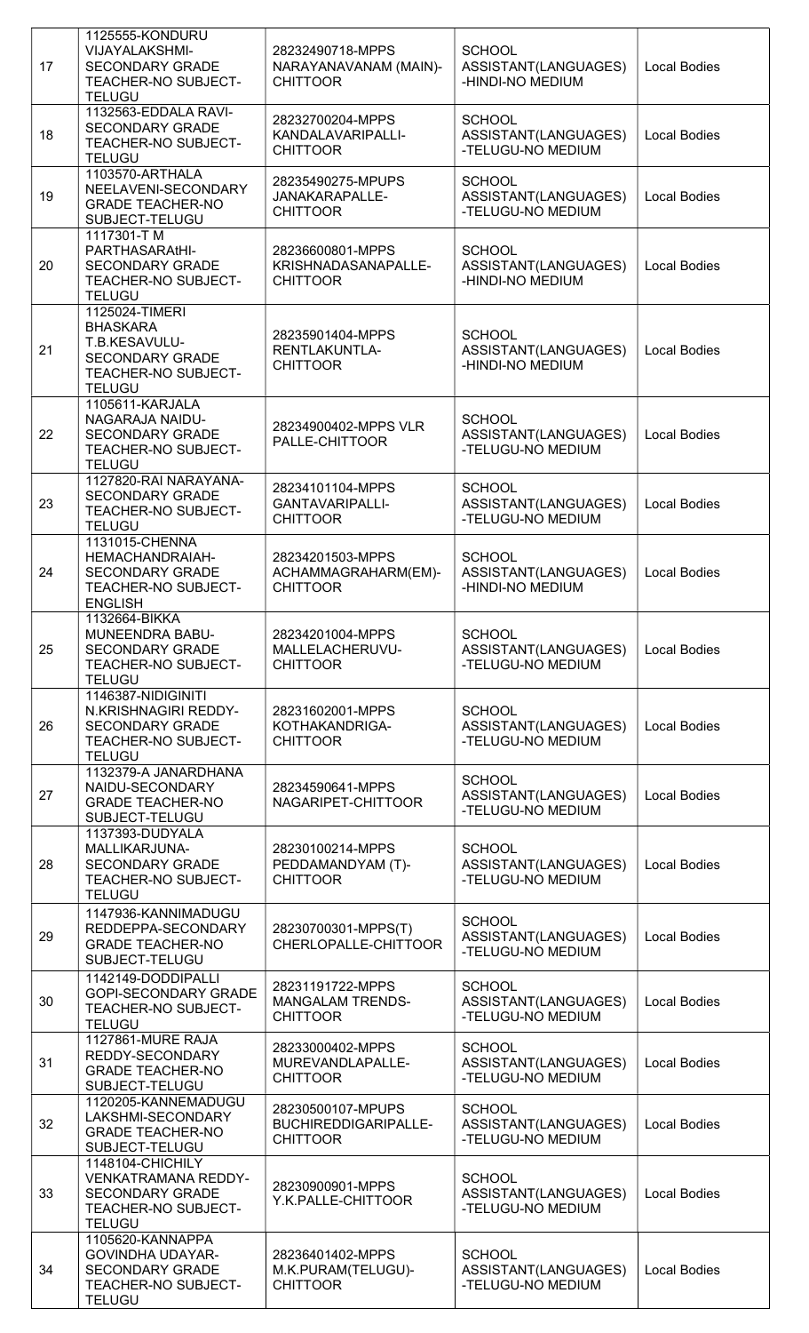| 17 | 1125555-KONDURU VIJAYALAKSHMI-SECONDARY GRADE TEACHER-NO SUBJECT-TELUGU | 28232490718-MPPS NARAYANAVANAM (MAIN)-CHITTOOR | SCHOOL ASSISTANT(LANGUAGES) -HINDI-NO MEDIUM | Local Bodies |
|---|---|---|---|---|
| 18 | 1132563-EDDALA RAVI-SECONDARY GRADE TEACHER-NO SUBJECT-TELUGU | 28232700204-MPPS KANDALAVARIPALLI-CHITTOOR | SCHOOL ASSISTANT(LANGUAGES) -TELUGU-NO MEDIUM | Local Bodies |
| 19 | 1103570-ARTHALA NEELAVENI-SECONDARY GRADE TEACHER-NO SUBJECT-TELUGU | 28235490275-MPUPS JANAKARAPALLE-CHITTOOR | SCHOOL ASSISTANT(LANGUAGES) -TELUGU-NO MEDIUM | Local Bodies |
| 20 | 1117301-T M PARTHASARAtHI-SECONDARY GRADE TEACHER-NO SUBJECT-TELUGU | 28236600801-MPPS KRISHNADASANAPALLE-CHITTOOR | SCHOOL ASSISTANT(LANGUAGES) -HINDI-NO MEDIUM | Local Bodies |
| 21 | 1125024-TIMERI BHASKARA T.B.KESAVULU-SECONDARY GRADE TEACHER-NO SUBJECT-TELUGU | 28235901404-MPPS RENTLAKUNTLA-CHITTOOR | SCHOOL ASSISTANT(LANGUAGES) -HINDI-NO MEDIUM | Local Bodies |
| 22 | 1105611-KARJALA NAGARAJA NAIDU-SECONDARY GRADE TEACHER-NO SUBJECT-TELUGU | 28234900402-MPPS VLR PALLE-CHITTOOR | SCHOOL ASSISTANT(LANGUAGES) -TELUGU-NO MEDIUM | Local Bodies |
| 23 | 1127820-RAI NARAYANA-SECONDARY GRADE TEACHER-NO SUBJECT-TELUGU | 28234101104-MPPS GANTAVARIPALLI-CHITTOOR | SCHOOL ASSISTANT(LANGUAGES) -TELUGU-NO MEDIUM | Local Bodies |
| 24 | 1131015-CHENNA HEMACHANDRAIAH-SECONDARY GRADE TEACHER-NO SUBJECT-ENGLISH | 28234201503-MPPS ACHAMMAGRAHARM(EM)-CHITTOOR | SCHOOL ASSISTANT(LANGUAGES) -HINDI-NO MEDIUM | Local Bodies |
| 25 | 1132664-BIKKA MUNEENDRA BABU-SECONDARY GRADE TEACHER-NO SUBJECT-TELUGU | 28234201004-MPPS MALLELACHERUVU-CHITTOOR | SCHOOL ASSISTANT(LANGUAGES) -TELUGU-NO MEDIUM | Local Bodies |
| 26 | 1146387-NIDIGINITI N.KRISHNAGIRI REDDY-SECONDARY GRADE TEACHER-NO SUBJECT-TELUGU | 28231602001-MPPS KOTHAKANDRIGA-CHITTOOR | SCHOOL ASSISTANT(LANGUAGES) -TELUGU-NO MEDIUM | Local Bodies |
| 27 | 1132379-A JANARDHANA NAIDU-SECONDARY GRADE TEACHER-NO SUBJECT-TELUGU | 28234590641-MPPS NAGARIPET-CHITTOOR | SCHOOL ASSISTANT(LANGUAGES) -TELUGU-NO MEDIUM | Local Bodies |
| 28 | 1137393-DUDYALA MALLIKARJUNA-SECONDARY GRADE TEACHER-NO SUBJECT-TELUGU | 28230100214-MPPS PEDDAMANDYAM (T)-CHITTOOR | SCHOOL ASSISTANT(LANGUAGES) -TELUGU-NO MEDIUM | Local Bodies |
| 29 | 1147936-KANNIMADUGU REDDEPPA-SECONDARY GRADE TEACHER-NO SUBJECT-TELUGU | 28230700301-MPPS(T) CHERLOPALLE-CHITTOOR | SCHOOL ASSISTANT(LANGUAGES) -TELUGU-NO MEDIUM | Local Bodies |
| 30 | 1142149-DODDIPALLI GOPI-SECONDARY GRADE TEACHER-NO SUBJECT-TELUGU | 28231191722-MPPS MANGALAM TRENDS-CHITTOOR | SCHOOL ASSISTANT(LANGUAGES) -TELUGU-NO MEDIUM | Local Bodies |
| 31 | 1127861-MURE RAJA REDDY-SECONDARY GRADE TEACHER-NO SUBJECT-TELUGU | 28233000402-MPPS MUREVANDLAPALLE-CHITTOOR | SCHOOL ASSISTANT(LANGUAGES) -TELUGU-NO MEDIUM | Local Bodies |
| 32 | 1120205-KANNEMADUGU LAKSHMI-SECONDARY GRADE TEACHER-NO SUBJECT-TELUGU | 28230500107-MPUPS BUCHIREDDIGARIPALLE-CHITTOOR | SCHOOL ASSISTANT(LANGUAGES) -TELUGU-NO MEDIUM | Local Bodies |
| 33 | 1148104-CHICHILY VENKATRAMANA REDDY-SECONDARY GRADE TEACHER-NO SUBJECT-TELUGU | 28230900901-MPPS Y.K.PALLE-CHITTOOR | SCHOOL ASSISTANT(LANGUAGES) -TELUGU-NO MEDIUM | Local Bodies |
| 34 | 1105620-KANNAPPA GOVINDHA UDAYAR-SECONDARY GRADE TEACHER-NO SUBJECT-TELUGU | 28236401402-MPPS M.K.PURAM(TELUGU)-CHITTOOR | SCHOOL ASSISTANT(LANGUAGES) -TELUGU-NO MEDIUM | Local Bodies |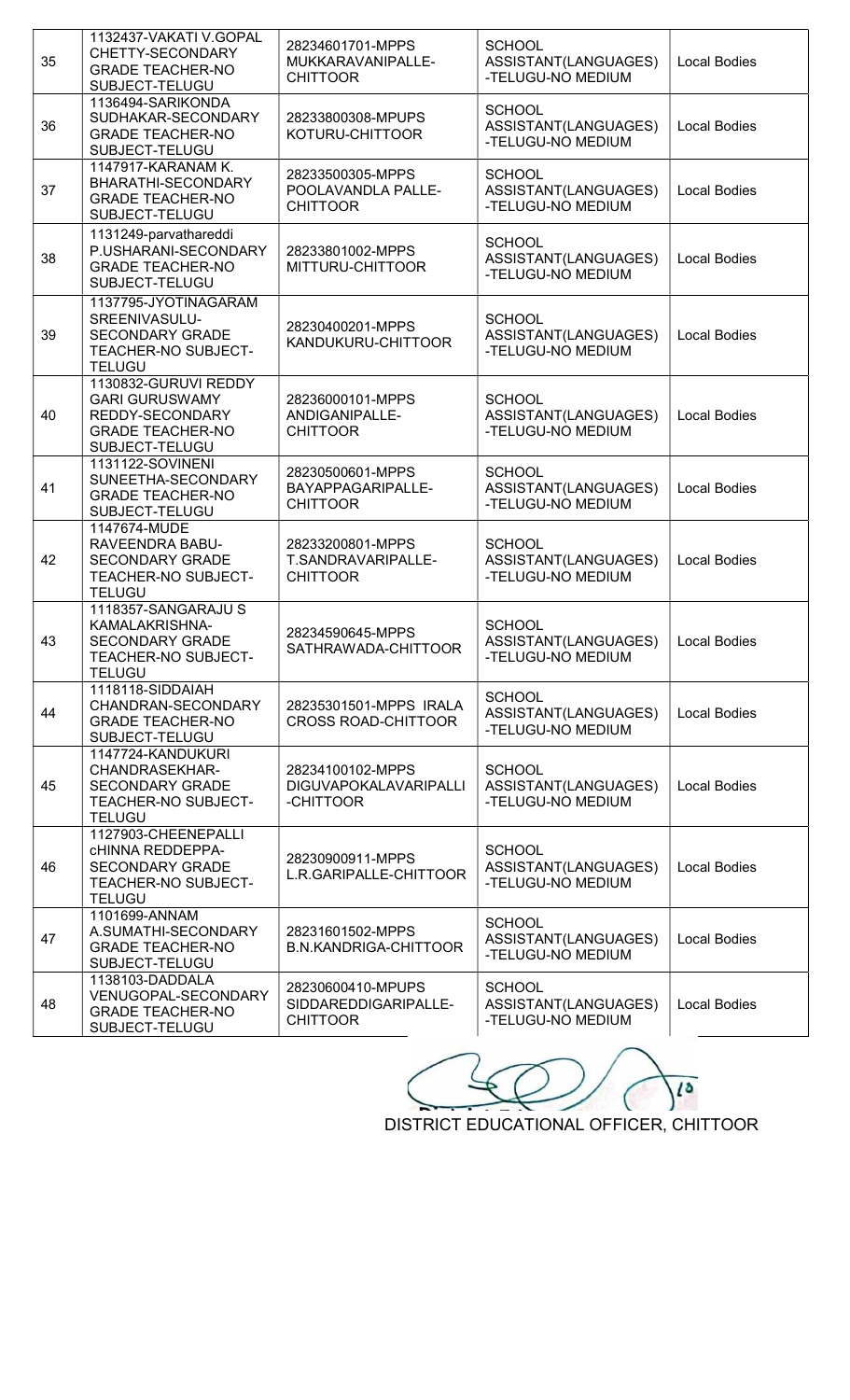| | | | | |
|---|---|---|---|---|
| 35 | 1132437-VAKATI V.GOPAL CHETTY-SECONDARY GRADE TEACHER-NO SUBJECT-TELUGU | 28234601701-MPPS MUKKARAVANIPALLE-CHITTOOR | SCHOOL ASSISTANT(LANGUAGES) -TELUGU-NO MEDIUM | Local Bodies |
| 36 | 1136494-SARIKONDA SUDHAKAR-SECONDARY GRADE TEACHER-NO SUBJECT-TELUGU | 28233800308-MPUPS KOTURU-CHITTOOR | SCHOOL ASSISTANT(LANGUAGES) -TELUGU-NO MEDIUM | Local Bodies |
| 37 | 1147917-KARANAM K. BHARATHI-SECONDARY GRADE TEACHER-NO SUBJECT-TELUGU | 28233500305-MPPS POOLAVANDLA PALLE-CHITTOOR | SCHOOL ASSISTANT(LANGUAGES) -TELUGU-NO MEDIUM | Local Bodies |
| 38 | 1131249-parvathareddi P.USHARANI-SECONDARY GRADE TEACHER-NO SUBJECT-TELUGU | 28233801002-MPPS MITTURU-CHITTOOR | SCHOOL ASSISTANT(LANGUAGES) -TELUGU-NO MEDIUM | Local Bodies |
| 39 | 1137795-JYOTINAGARAM SREENIVASULU-SECONDARY GRADE TEACHER-NO SUBJECT-TELUGU | 28230400201-MPPS KANDUKURU-CHITTOOR | SCHOOL ASSISTANT(LANGUAGES) -TELUGU-NO MEDIUM | Local Bodies |
| 40 | 1130832-GURUVI REDDY GARI GURUSWAMY REDDY-SECONDARY GRADE TEACHER-NO SUBJECT-TELUGU | 28236000101-MPPS ANDIGANIPALLE-CHITTOOR | SCHOOL ASSISTANT(LANGUAGES) -TELUGU-NO MEDIUM | Local Bodies |
| 41 | 1131122-SOVINENI SUNEETHA-SECONDARY GRADE TEACHER-NO SUBJECT-TELUGU | 28230500601-MPPS BAYAPPAGARIPALLE-CHITTOOR | SCHOOL ASSISTANT(LANGUAGES) -TELUGU-NO MEDIUM | Local Bodies |
| 42 | 1147674-MUDE RAVEENDRA BABU-SECONDARY GRADE TEACHER-NO SUBJECT-TELUGU | 28233200801-MPPS T.SANDRAVARIPALLE-CHITTOOR | SCHOOL ASSISTANT(LANGUAGES) -TELUGU-NO MEDIUM | Local Bodies |
| 43 | 1118357-SANGARAJU S KAMALAKRISHNA-SECONDARY GRADE TEACHER-NO SUBJECT-TELUGU | 28234590645-MPPS SATHRAWADA-CHITTOOR | SCHOOL ASSISTANT(LANGUAGES) -TELUGU-NO MEDIUM | Local Bodies |
| 44 | 1118118-SIDDAIAH CHANDRAN-SECONDARY GRADE TEACHER-NO SUBJECT-TELUGU | 28235301501-MPPS IRALA CROSS ROAD-CHITTOOR | SCHOOL ASSISTANT(LANGUAGES) -TELUGU-NO MEDIUM | Local Bodies |
| 45 | 1147724-KANDUKURI CHANDRASEKHAR-SECONDARY GRADE TEACHER-NO SUBJECT-TELUGU | 28234100102-MPPS DIGUVAPOKALAVARIPALLI -CHITTOOR | SCHOOL ASSISTANT(LANGUAGES) -TELUGU-NO MEDIUM | Local Bodies |
| 46 | 1127903-CHEENEPALLI cHINNA REDDEPPA-SECONDARY GRADE TEACHER-NO SUBJECT-TELUGU | 28230900911-MPPS L.R.GARIPALLE-CHITTOOR | SCHOOL ASSISTANT(LANGUAGES) -TELUGU-NO MEDIUM | Local Bodies |
| 47 | 1101699-ANNAM A.SUMATHI-SECONDARY GRADE TEACHER-NO SUBJECT-TELUGU | 28231601502-MPPS B.N.KANDRIGA-CHITTOOR | SCHOOL ASSISTANT(LANGUAGES) -TELUGU-NO MEDIUM | Local Bodies |
| 48 | 1138103-DADDALA VENUGOPAL-SECONDARY GRADE TEACHER-NO SUBJECT-TELUGU | 28230600410-MPUPS SIDDAREDDIGARIPALLE-CHITTOOR | SCHOOL ASSISTANT(LANGUAGES) -TELUGU-NO MEDIUM | Local Bodies |

DISTRICT EDUCATIONAL OFFICER, CHITTOOR